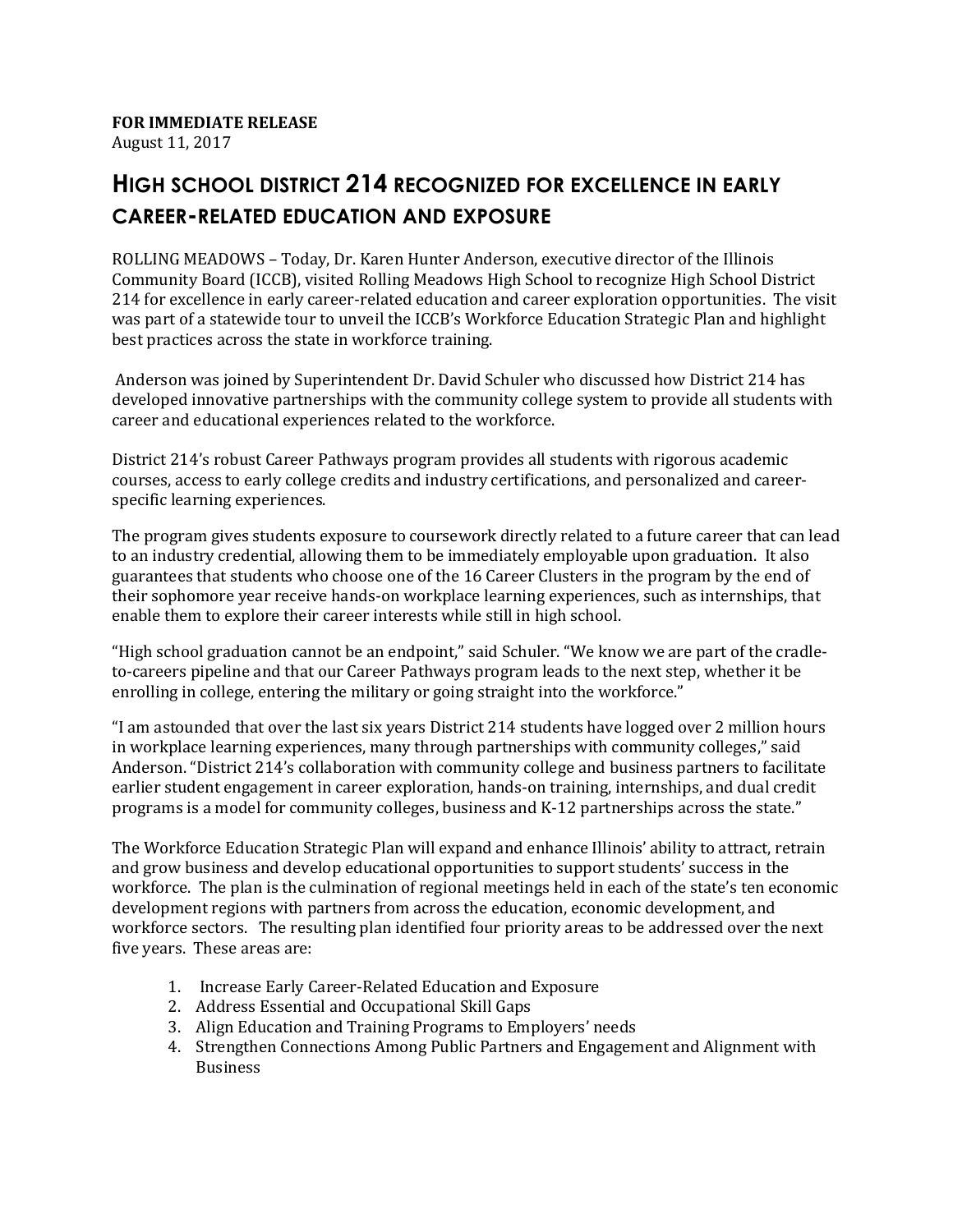**FOR IMMEDIATE RELEASE**
August 11, 2017

# HIGH SCHOOL DISTRICT 214 RECOGNIZED FOR EXCELLENCE IN EARLY CAREER-RELATED EDUCATION AND EXPOSURE

ROLLING MEADOWS – Today, Dr. Karen Hunter Anderson, executive director of the Illinois Community Board (ICCB), visited Rolling Meadows High School to recognize High School District 214 for excellence in early career-related education and career exploration opportunities. The visit was part of a statewide tour to unveil the ICCB's Workforce Education Strategic Plan and highlight best practices across the state in workforce training.

Anderson was joined by Superintendent Dr. David Schuler who discussed how District 214 has developed innovative partnerships with the community college system to provide all students with career and educational experiences related to the workforce.

District 214's robust Career Pathways program provides all students with rigorous academic courses, access to early college credits and industry certifications, and personalized and career-specific learning experiences.

The program gives students exposure to coursework directly related to a future career that can lead to an industry credential, allowing them to be immediately employable upon graduation. It also guarantees that students who choose one of the 16 Career Clusters in the program by the end of their sophomore year receive hands-on workplace learning experiences, such as internships, that enable them to explore their career interests while still in high school.

"High school graduation cannot be an endpoint," said Schuler. "We know we are part of the cradle-to-careers pipeline and that our Career Pathways program leads to the next step, whether it be enrolling in college, entering the military or going straight into the workforce."

"I am astounded that over the last six years District 214 students have logged over 2 million hours in workplace learning experiences, many through partnerships with community colleges," said Anderson. "District 214's collaboration with community college and business partners to facilitate earlier student engagement in career exploration, hands-on training, internships, and dual credit programs is a model for community colleges, business and K-12 partnerships across the state."

The Workforce Education Strategic Plan will expand and enhance Illinois' ability to attract, retrain and grow business and develop educational opportunities to support students' success in the workforce. The plan is the culmination of regional meetings held in each of the state's ten economic development regions with partners from across the education, economic development, and workforce sectors. The resulting plan identified four priority areas to be addressed over the next five years. These areas are:

1. Increase Early Career-Related Education and Exposure
2. Address Essential and Occupational Skill Gaps
3. Align Education and Training Programs to Employers' needs
4. Strengthen Connections Among Public Partners and Engagement and Alignment with Business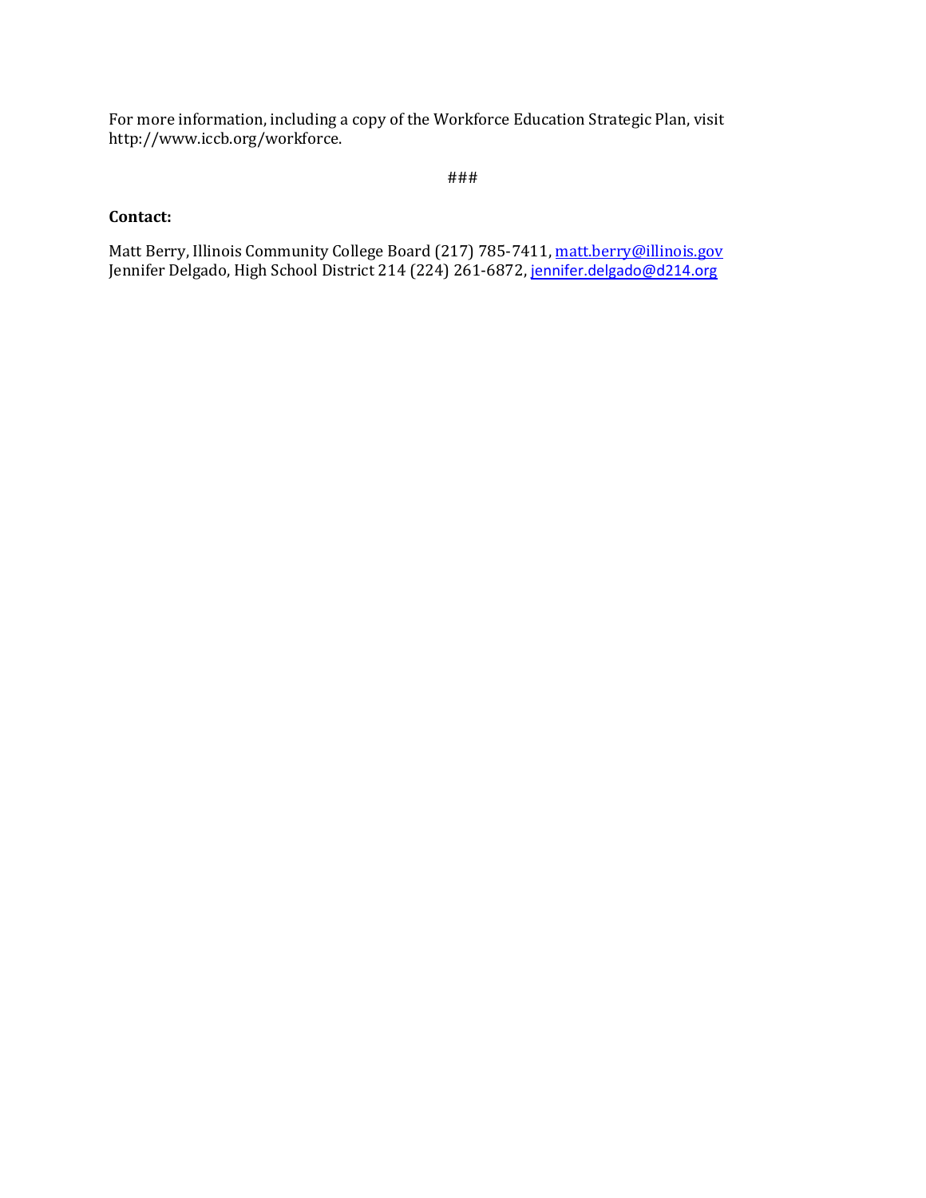For more information, including a copy of the Workforce Education Strategic Plan, visit http://www.iccb.org/workforce.

###

**Contact:**

Matt Berry, Illinois Community College Board (217) 785-7411, matt.berry@illinois.gov
Jennifer Delgado, High School District 214 (224) 261-6872, jennifer.delgado@d214.org